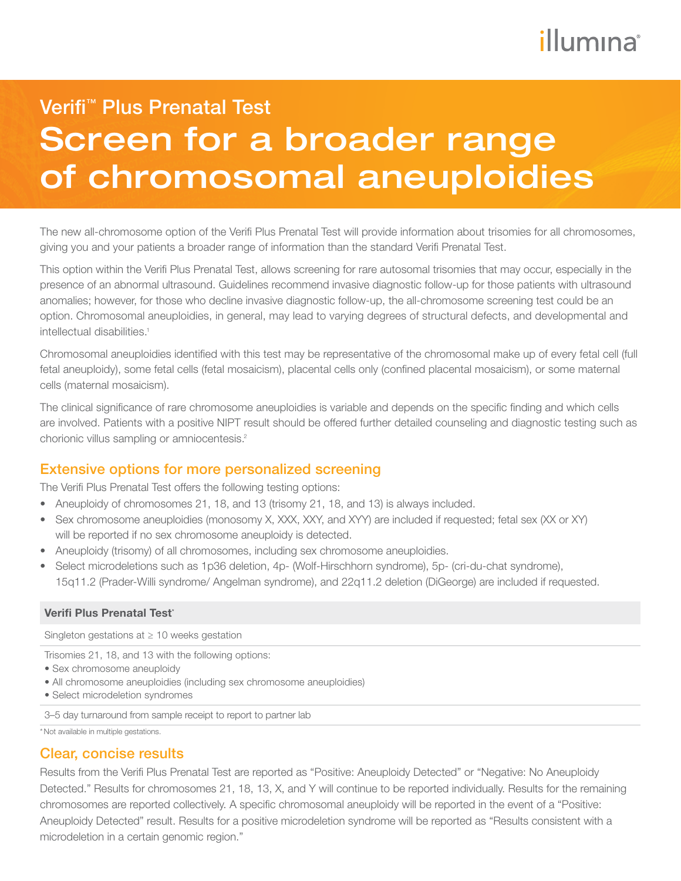# Verifi™ Plus Prenatal Test

# Screen for a broader range of chromosomal aneuploidies

The new all-chromosome option of the Verifi Plus Prenatal Test will provide information about trisomies for all chromosomes, giving you and your patients a broader range of information than the standard Verifi Prenatal Test.

This option within the Verifi Plus Prenatal Test, allows screening for rare autosomal trisomies that may occur, especially in the presence of an abnormal ultrasound. Guidelines recommend invasive diagnostic follow-up for those patients with ultrasound anomalies; however, for those who decline invasive diagnostic follow-up, the all-chromosome screening test could be an option. Chromosomal aneuploidies, in general, may lead to varying degrees of structural defects, and developmental and intellectual disabilities.[1]

Chromosomal aneuploidies identified with this test may be representative of the chromosomal make up of every fetal cell (full fetal aneuploidy), some fetal cells (fetal mosaicism), placental cells only (confined placental mosaicism), or some maternal cells (maternal mosaicism).

The clinical significance of rare chromosome aneuploidies is variable and depends on the specific finding and which cells are involved. Patients with a positive NIPT result should be offered further detailed counseling and diagnostic testing such as chorionic villus sampling or amniocentesis.[2]

## Extensive options for more personalized screening

The Verifi Plus Prenatal Test offers the following testing options:

- Aneuploidy of chromosomes 21, 18, and 13 (trisomy 21, 18, and 13) is always included.
- Sex chromosome aneuploidies (monosomy X, XXX, XXY, and XYY) are included if requested; fetal sex (XX or XY) will be reported if no sex chromosome aneuploidy is detected.
- Aneuploidy (trisomy) of all chromosomes, including sex chromosome aneuploidies.
- Select microdeletions such as 1p36 deletion, 4p- (Wolf-Hirschhorn syndrome), 5p- (cri-du-chat syndrome), 15q11.2 (Prader-Willi syndrome/ Angelman syndrome), and 22q11.2 deletion (DiGeorge) are included if requested.

| Verifi Plus Prenatal Test* |
|---|
| Singleton gestations at ≥ 10 weeks gestation |
| Trisomies 21, 18, and 13 with the following options:<br>• Sex chromosome aneuploidy<br>• All chromosome aneuploidies (including sex chromosome aneuploidies)<br>• Select microdeletion syndromes |
| 3–5 day turnaround from sample receipt to report to partner lab |

*Not available in multiple gestations.

## Clear, concise results

Results from the Verifi Plus Prenatal Test are reported as "Positive: Aneuploidy Detected" or "Negative: No Aneuploidy Detected." Results for chromosomes 21, 18, 13, X, and Y will continue to be reported individually. Results for the remaining chromosomes are reported collectively. A specific chromosomal aneuploidy will be reported in the event of a "Positive: Aneuploidy Detected" result. Results for a positive microdeletion syndrome will be reported as "Results consistent with a microdeletion in a certain genomic region."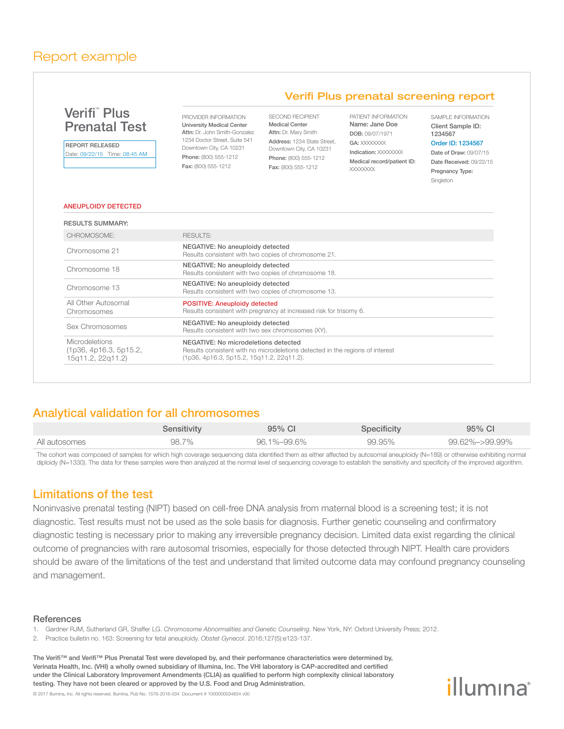# Report example

## Verifi Plus prenatal screening report

**Verifi™ Plus Prenatal Test**

REPORT RELEASED
Date: 09/22/15 Time: 08:45 AM

PROVIDER INFORMATION
**University Medical Center**
**Attn:** Dr. John Smith-Gonzalez
1234 Doctor Street, Suite 541
Downtown City, CA 10231
**Phone:** (800) 555-1212
**Fax:** (800) 555-1212

SECOND RECIPIENT
**Medical Center**
**Attn:** Dr. Mary Smith
**Address:** 1234 State Street, Downtown City, CA 10231
**Phone:** (800) 555-1212
**Fax:** (800) 555-1212

PATIENT INFORMATION
**Name: Jane Doe**
**DOB:** 09/07/1971
**GA:** XXXXXXXX
**Indication:** XXXXXXXX
**Medical record/patient ID:** XXXXXXXX

SAMPLE INFORMATION
**Client Sample ID: 1234567**
**Order ID: 1234567**
**Date of Draw:** 09/07/15
**Date Received:** 09/22/15
**Pregnancy Type:** Singleton

ANEUPLOIDY DETECTED

RESULTS SUMMARY:

| CHROMOSOME: | RESULTS: |
|---|---|
| Chromosome 21 | **NEGATIVE: No aneuploidy detected** Results consistent with two copies of chromosome 21. |
| Chromosome 18 | **NEGATIVE: No aneuploidy detected** Results consistent with two copies of chromosome 18. |
| Chromosome 13 | **NEGATIVE: No aneuploidy detected** Results consistent with two copies of chromosome 13. |
| All Other Autosomal Chromosomes | **POSITIVE: Aneuploidy detected** Results consistent with pregnancy at increased risk for trisomy 6. |
| Sex Chromosomes | **NEGATIVE: No aneuploidy detected** Results consistent with two sex chromosomes (XY). |
| Microdeletions (1p36, 4p16.3, 5p15.2, 15q11.2, 22q11.2) | **NEGATIVE: No microdeletions detected** Results consistent with no microdeletions detected in the regions of interest (1p36, 4p16.3, 5p15.2, 15q11.2, 22q11.2). |

## Analytical validation for all chromosomes

| | Sensitivity | 95% CI | Specificity | 95% CI |
|---|---|---|---|---|
| All autosomes | 98.7% | 96.1%–99.6% | 99.95% | 99.62%–>99.99% |

The cohort was composed of samples for which high coverage sequencing data identified them as either affected by autosomal aneuploidy (N=189) or otherwise exhibiting normal diploidy (N=1330). The data for these samples were then analyzed at the normal level of sequencing coverage to establish the sensitivity and specificity of the improved algorithm.

## Limitations of the test

Noninvasive prenatal testing (NIPT) based on cell-free DNA analysis from maternal blood is a screening test; it is not diagnostic. Test results must not be used as the sole basis for diagnosis. Further genetic counseling and confirmatory diagnostic testing is necessary prior to making any irreversible pregnancy decision. Limited data exist regarding the clinical outcome of pregnancies with rare autosomal trisomies, especially for those detected through NIPT. Health care providers should be aware of the limitations of the test and understand that limited outcome data may confound pregnancy counseling and management.

### References

1. Gardner RJM, Sutherland GR, Shaffer LG. *Chromosome Abnormalities and Genetic Counseling*. New York, NY: Oxford University Press; 2012.
2. Practice bulletin no. 163: Screening for fetal aneuploidy. *Obstet Gynecol*. 2016;127(5):e123-137.

**The Verifi™ and Verifi™ Plus Prenatal Test were developed by, and their performance characteristics were determined by, Verinata Health, Inc. (VHI) a wholly owned subsidiary of Illumina, Inc. The VHI laboratory is CAP-accredited and certified under the Clinical Laboratory Improvement Amendments (CLIA) as qualified to perform high complexity clinical laboratory testing. They have not been cleared or approved by the U.S. Food and Drug Administration.**

© 2017 Illumina, Inc. All rights reserved. Illumina, Pub No. 1576-2016-034 Document # 1000000034834 v00

illumina®